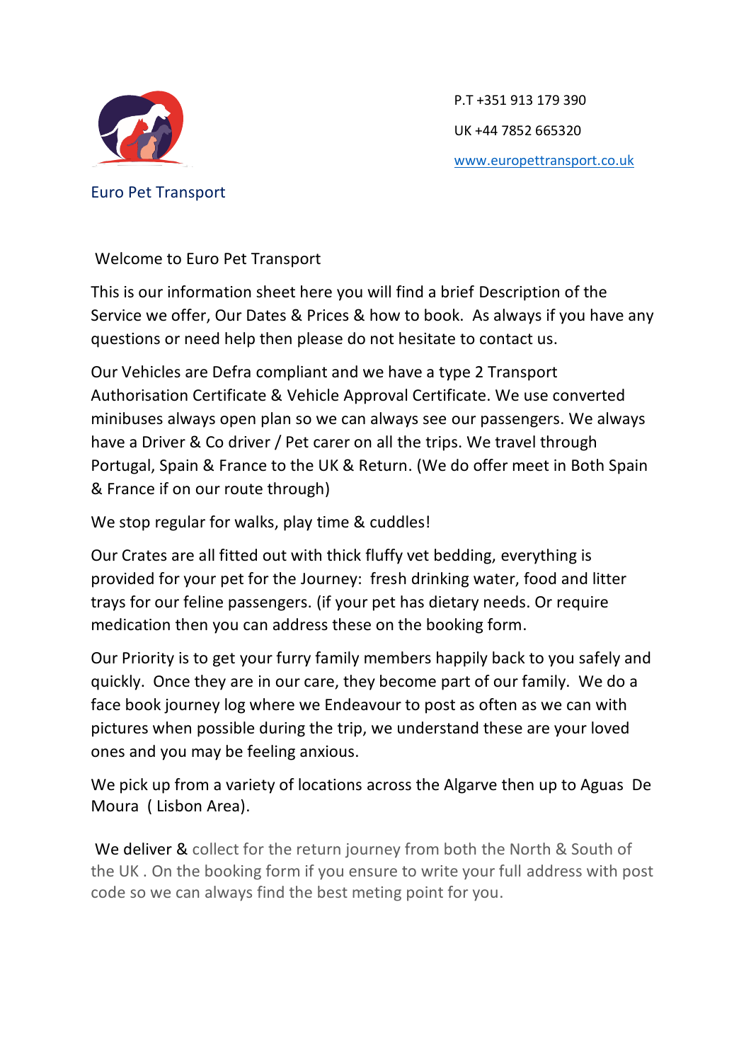Euro Pet Transport

P.T +351 913 179 390

UK +44 7852 665320

www.europettransport.co.uk

Welcome to Euro Pet Transport

This is our information sheet here you will find a brief Description of the Service we offer, Our Dates & Prices & how to book. As always if you have any questions or need help then please do not hesitate to contact us.

Our Vehicles are Defra compliant and we have a type 2 Transport Authorisation Certificate & Vehicle Approval Certificate. We use converted minibuses always open plan so we can always see our passengers. We always have a Driver & Co driver / Pet carer on all the trips. We travel through Portugal, Spain & France to the UK & Return. (We do offer meet in Both Spain & France if on our route through)

We stop regular for walks, play time & cuddles!

Our Crates are all fitted out with thick fluffy vet bedding, everything is provided for your pet for the Journey: fresh drinking water, food and litter trays for our feline passengers. (if your pet has dietary needs. Or require medication then you can address these on the booking form.

Our Priority is to get your furry family members happily back to you safely and quickly. Once they are in our care, they become part of our family. We do a face book journey log where we Endeavour to post as often as we can with pictures when possible during the trip, we understand these are your loved ones and you may be feeling anxious.

We pick up from a variety of locations across the Algarve then up to Aguas De Moura ( Lisbon Area).

We deliver & collect for the return journey from both the North & South of the UK . On the booking form if you ensure to write your full address with post code so we can always find the best meting point for you.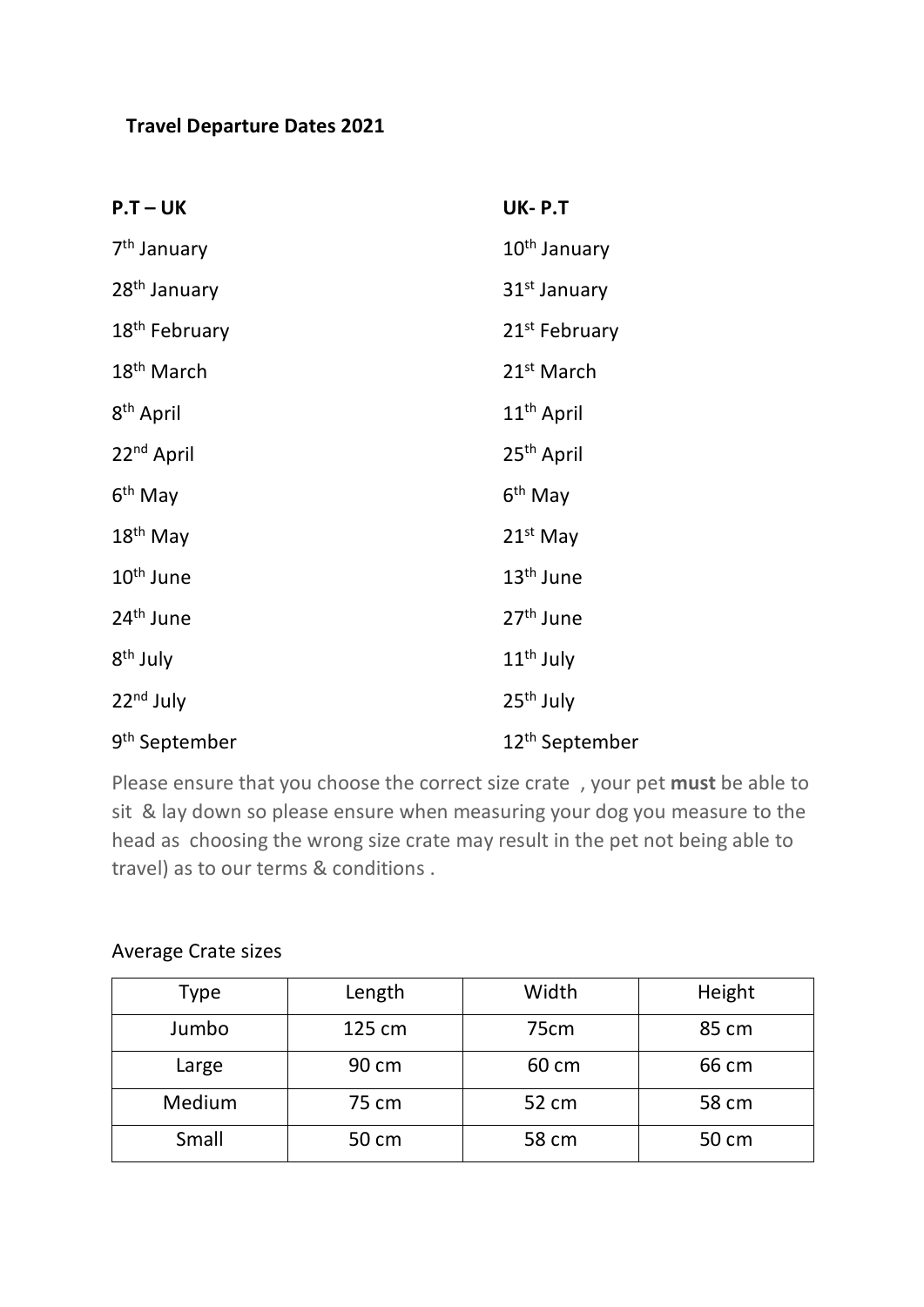**Travel Departure Dates 2021**

| P.T – UK | UK- P.T |
|---|---|
| 7th January | 10th January |
| 28th January | 31st January |
| 18th February | 21st February |
| 18th March | 21st March |
| 8th April | 11th April |
| 22nd April | 25th April |
| 6th May | 6th May |
| 18th May | 21st May |
| 10th June | 13th June |
| 24th June | 27th June |
| 8th July | 11th July |
| 22nd July | 25th July |
| 9th September | 12th September |

Please ensure that you choose the correct size crate , your pet **must** be able to sit & lay down so please ensure when measuring your dog you measure to the head as choosing the wrong size crate may result in the pet not being able to travel) as to our terms & conditions .

Average Crate sizes

| Type | Length | Width | Height |
|---|---|---|---|
| Jumbo | 125 cm | 75cm | 85 cm |
| Large | 90 cm | 60 cm | 66 cm |
| Medium | 75 cm | 52 cm | 58 cm |
| Small | 50 cm | 58 cm | 50 cm |